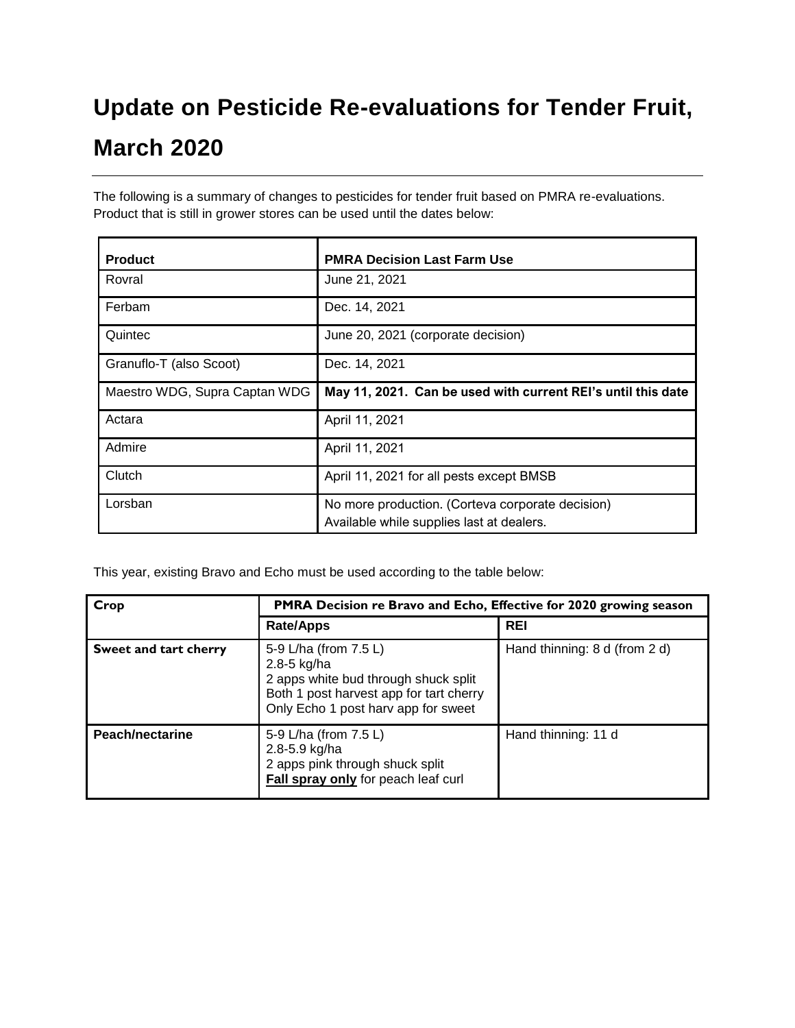# Update on Pesticide Re-evaluations for Tender Fruit, March 2020

The following is a summary of changes to pesticides for tender fruit based on PMRA re-evaluations. Product that is still in grower stores can be used until the dates below:

| Product | PMRA Decision Last Farm Use |
|---|---|
| Rovral | June 21, 2021 |
| Ferbam | Dec. 14, 2021 |
| Quintec | June 20, 2021 (corporate decision) |
| Granuflo-T (also Scoot) | Dec. 14, 2021 |
| Maestro WDG, Supra Captan WDG | **May 11, 2021. Can be used with current REI's until this date** |
| Actara | April 11, 2021 |
| Admire | April 11, 2021 |
| Clutch | April 11, 2021 for all pests except BMSB |
| Lorsban | No more production. (Corteva corporate decision)<br>Available while supplies last at dealers. |

This year, existing Bravo and Echo must be used according to the table below:

| Crop | PMRA Decision re Bravo and Echo, Effective for 2020 growing season | |
|---|---|---|
| | **Rate/Apps** | **REI** |
| **Sweet and tart cherry** | 5-9 L/ha (from 7.5 L)<br>2.8-5 kg/ha<br>2 apps white bud through shuck split<br>Both 1 post harvest app for tart cherry<br>Only Echo 1 post harv app for sweet | Hand thinning: 8 d (from 2 d) |
| **Peach/nectarine** | 5-9 L/ha (from 7.5 L)<br>2.8-5.9 kg/ha<br>2 apps pink through shuck split<br>**Fall spray only** for peach leaf curl | Hand thinning: 11 d |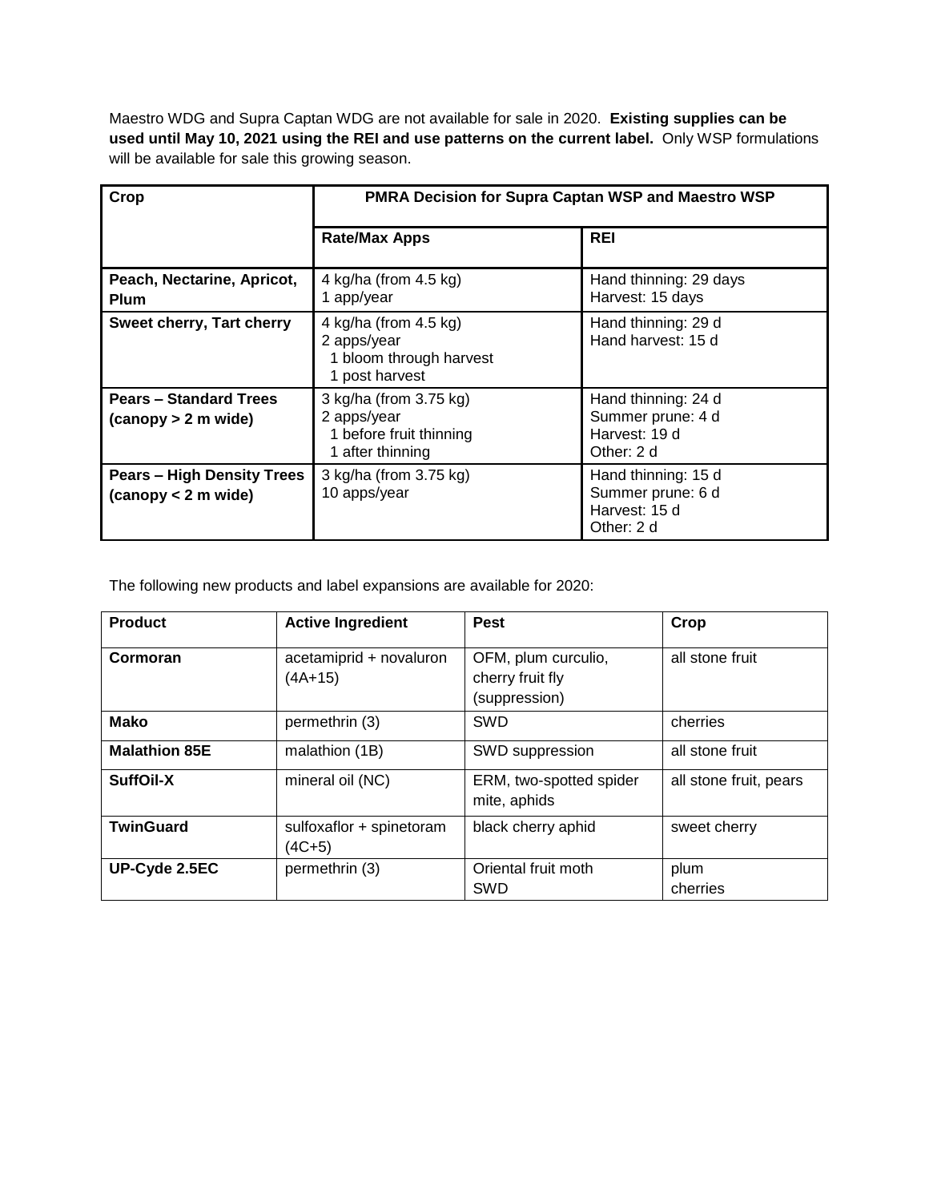Maestro WDG and Supra Captan WDG are not available for sale in 2020. **Existing supplies can be used until May 10, 2021 using the REI and use patterns on the current label.** Only WSP formulations will be available for sale this growing season.

| Crop | PMRA Decision for Supra Captan WSP and Maestro WSP | |
|---|---|---|
| | **Rate/Max Apps** | **REI** |
| **Peach, Nectarine, Apricot, Plum** | 4 kg/ha (from 4.5 kg)<br>1 app/year | Hand thinning: 29 days<br>Harvest: 15 days |
| **Sweet cherry, Tart cherry** | 4 kg/ha (from 4.5 kg)<br>2 apps/year<br>1 bloom through harvest<br>1 post harvest | Hand thinning: 29 d<br>Hand harvest: 15 d |
| **Pears – Standard Trees (canopy > 2 m wide)** | 3 kg/ha (from 3.75 kg)<br>2 apps/year<br>1 before fruit thinning<br>1 after thinning | Hand thinning: 24 d<br>Summer prune: 4 d<br>Harvest: 19 d<br>Other: 2 d |
| **Pears – High Density Trees (canopy < 2 m wide)** | 3 kg/ha (from 3.75 kg)<br>10 apps/year | Hand thinning: 15 d<br>Summer prune: 6 d<br>Harvest: 15 d<br>Other: 2 d |

The following new products and label expansions are available for 2020:

| Product | Active Ingredient | Pest | Crop |
|---|---|---|---|
| **Cormoran** | acetamiprid + novaluron (4A+15) | OFM, plum curculio, cherry fruit fly (suppression) | all stone fruit |
| **Mako** | permethrin (3) | SWD | cherries |
| **Malathion 85E** | malathion (1B) | SWD suppression | all stone fruit |
| **SuffOil-X** | mineral oil (NC) | ERM, two-spotted spider mite, aphids | all stone fruit, pears |
| **TwinGuard** | sulfoxaflor + spinetoram (4C+5) | black cherry aphid | sweet cherry |
| **UP-Cyde 2.5EC** | permethrin (3) | Oriental fruit moth<br>SWD | plum<br>cherries |